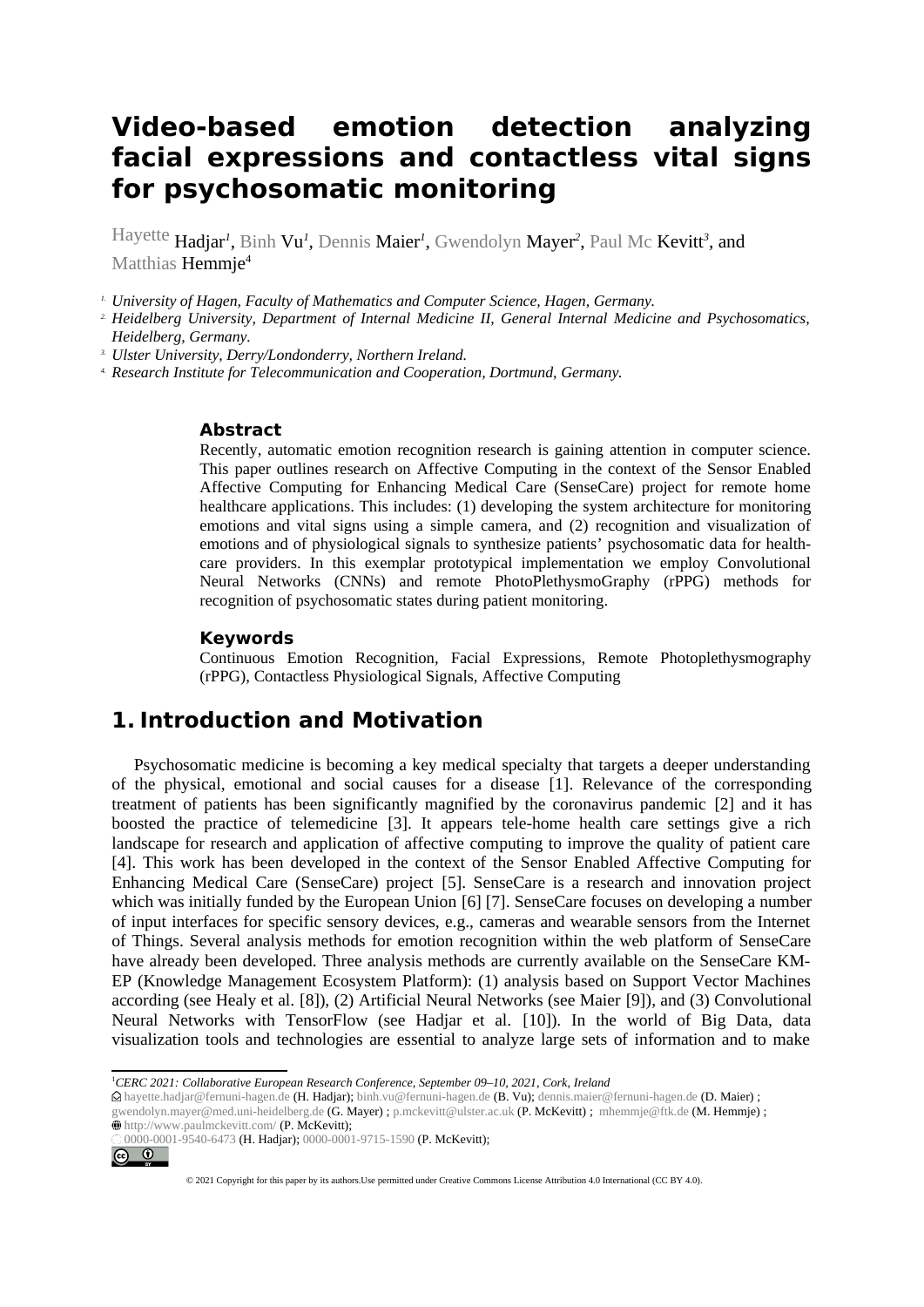# Video-based emotion detection analyzing facial expressions and contactless vital signs for psychosomatic monitoring

Hayette Hadjar[1], Binh Vu[1], Dennis Maier[1], Gwendolyn Mayer[2], Paul Mc Kevitt[3], and Matthias Hemmje[4]

1. *University of Hagen, Faculty of Mathematics and Computer Science, Hagen, Germany.*
2. *Heidelberg University, Department of Internal Medicine II, General Internal Medicine and Psychosomatics, Heidelberg, Germany.*
3. *Ulster University, Derry/Londonderry, Northern Ireland.*
4. *Research Institute for Telecommunication and Cooperation, Dortmund, Germany.*

### Abstract

Recently, automatic emotion recognition research is gaining attention in computer science. This paper outlines research on Affective Computing in the context of the Sensor Enabled Affective Computing for Enhancing Medical Care (SenseCare) project for remote home healthcare applications. This includes: (1) developing the system architecture for monitoring emotions and vital signs using a simple camera, and (2) recognition and visualization of emotions and of physiological signals to synthesize patients' psychosomatic data for health-care providers. In this exemplar prototypical implementation we employ Convolutional Neural Networks (CNNs) and remote PhotoPlethysmoGraphy (rPPG) methods for recognition of psychosomatic states during patient monitoring.

### Keywords

Continuous Emotion Recognition, Facial Expressions, Remote Photoplethysmography (rPPG), Contactless Physiological Signals, Affective Computing

## 1. Introduction and Motivation

Psychosomatic medicine is becoming a key medical specialty that targets a deeper understanding of the physical, emotional and social causes for a disease [1]. Relevance of the corresponding treatment of patients has been significantly magnified by the coronavirus pandemic [2] and it has boosted the practice of telemedicine [3]. It appears tele-home health care settings give a rich landscape for research and application of affective computing to improve the quality of patient care [4]. This work has been developed in the context of the Sensor Enabled Affective Computing for Enhancing Medical Care (SenseCare) project [5]. SenseCare is a research and innovation project which was initially funded by the European Union [6] [7]. SenseCare focuses on developing a number of input interfaces for specific sensory devices, e.g., cameras and wearable sensors from the Internet of Things. Several analysis methods for emotion recognition within the web platform of SenseCare have already been developed. Three analysis methods are currently available on the SenseCare KM-EP (Knowledge Management Ecosystem Platform): (1) analysis based on Support Vector Machines according (see Healy et al. [8]), (2) Artificial Neural Networks (see Maier [9]), and (3) Convolutional Neural Networks with TensorFlow (see Hadjar et al. [10]). In the world of Big Data, data visualization tools and technologies are essential to analyze large sets of information and to make

---

[1] *CERC 2021: Collaborative European Research Conference, September 09–10, 2021, Cork, Ireland*

hayette.hadjar@fernuni-hagen.de (H. Hadjar); binh.vu@fernuni-hagen.de (B. Vu); dennis.maier@fernuni-hagen.de (D. Maier) ; gwendolyn.mayer@med.uni-heidelberg.de (G. Mayer) ; p.mckevitt@ulster.ac.uk (P. McKevitt) ; mhemmje@ftk.de (M. Hemmje) ;
http://www.paulmckevitt.com/ (P. McKevitt);
0000-0001-9540-6473 (H. Hadjar); 0000-0001-9715-1590 (P. McKevitt);

© 2021 Copyright for this paper by its authors.Use permitted under Creative Commons License Attribution 4.0 International (CC BY 4.0).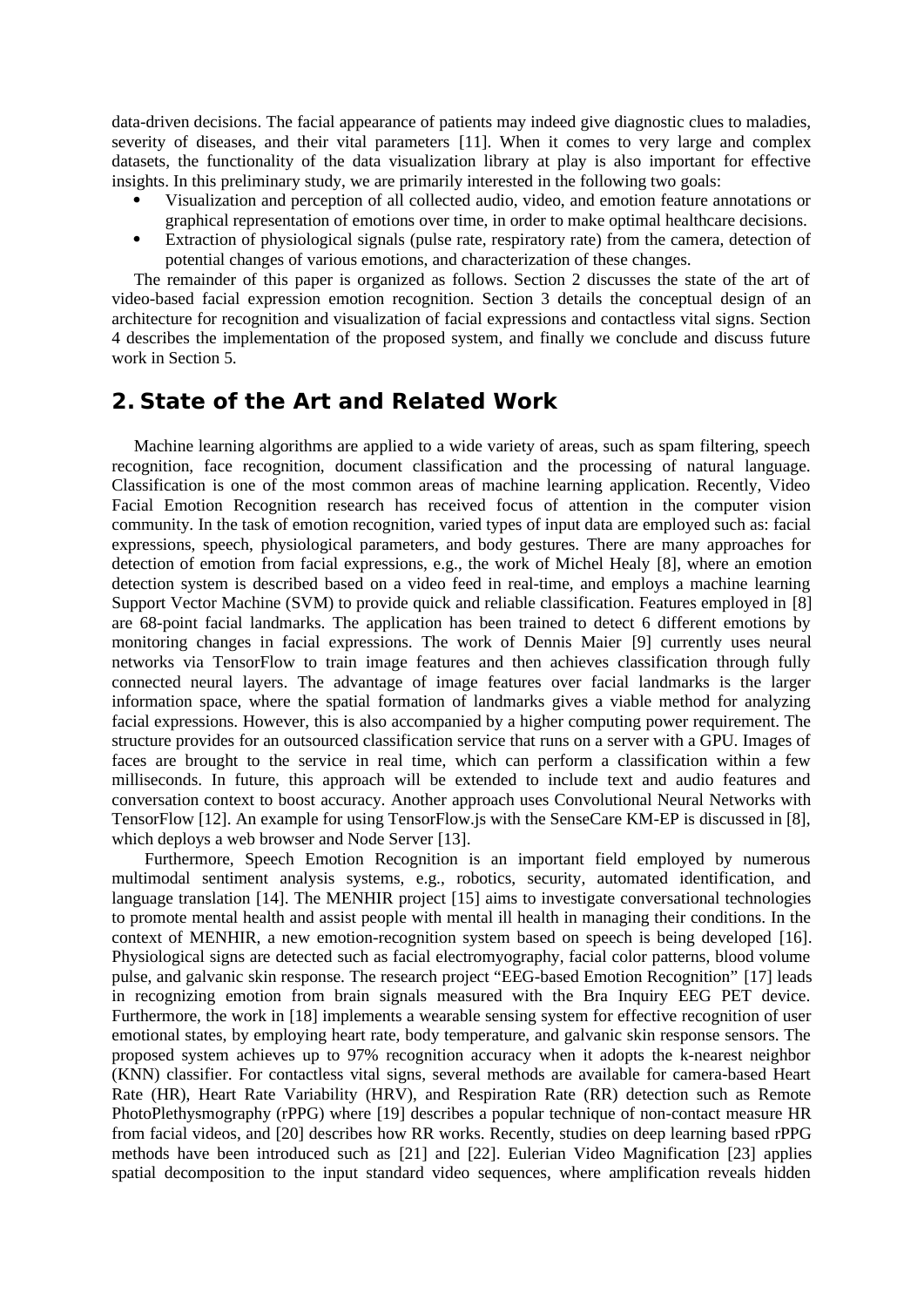data-driven decisions. The facial appearance of patients may indeed give diagnostic clues to maladies, severity of diseases, and their vital parameters [11]. When it comes to very large and complex datasets, the functionality of the data visualization library at play is also important for effective insights. In this preliminary study, we are primarily interested in the following two goals:

- Visualization and perception of all collected audio, video, and emotion feature annotations or graphical representation of emotions over time, in order to make optimal healthcare decisions.
- Extraction of physiological signals (pulse rate, respiratory rate) from the camera, detection of potential changes of various emotions, and characterization of these changes.

The remainder of this paper is organized as follows. Section 2 discusses the state of the art of video-based facial expression emotion recognition. Section 3 details the conceptual design of an architecture for recognition and visualization of facial expressions and contactless vital signs. Section 4 describes the implementation of the proposed system, and finally we conclude and discuss future work in Section 5.

## 2. State of the Art and Related Work

Machine learning algorithms are applied to a wide variety of areas, such as spam filtering, speech recognition, face recognition, document classification and the processing of natural language. Classification is one of the most common areas of machine learning application. Recently, Video Facial Emotion Recognition research has received focus of attention in the computer vision community. In the task of emotion recognition, varied types of input data are employed such as: facial expressions, speech, physiological parameters, and body gestures. There are many approaches for detection of emotion from facial expressions, e.g., the work of Michel Healy [8], where an emotion detection system is described based on a video feed in real-time, and employs a machine learning Support Vector Machine (SVM) to provide quick and reliable classification. Features employed in [8] are 68-point facial landmarks. The application has been trained to detect 6 different emotions by monitoring changes in facial expressions. The work of Dennis Maier [9] currently uses neural networks via TensorFlow to train image features and then achieves classification through fully connected neural layers. The advantage of image features over facial landmarks is the larger information space, where the spatial formation of landmarks gives a viable method for analyzing facial expressions. However, this is also accompanied by a higher computing power requirement. The structure provides for an outsourced classification service that runs on a server with a GPU. Images of faces are brought to the service in real time, which can perform a classification within a few milliseconds. In future, this approach will be extended to include text and audio features and conversation context to boost accuracy. Another approach uses Convolutional Neural Networks with TensorFlow [12]. An example for using TensorFlow.js with the SenseCare KM-EP is discussed in [8], which deploys a web browser and Node Server [13].

Furthermore, Speech Emotion Recognition is an important field employed by numerous multimodal sentiment analysis systems, e.g., robotics, security, automated identification, and language translation [14]. The MENHIR project [15] aims to investigate conversational technologies to promote mental health and assist people with mental ill health in managing their conditions. In the context of MENHIR, a new emotion-recognition system based on speech is being developed [16]. Physiological signs are detected such as facial electromyography, facial color patterns, blood volume pulse, and galvanic skin response. The research project "EEG-based Emotion Recognition" [17] leads in recognizing emotion from brain signals measured with the Bra Inquiry EEG PET device. Furthermore, the work in [18] implements a wearable sensing system for effective recognition of user emotional states, by employing heart rate, body temperature, and galvanic skin response sensors. The proposed system achieves up to 97% recognition accuracy when it adopts the k-nearest neighbor (KNN) classifier. For contactless vital signs, several methods are available for camera-based Heart Rate (HR), Heart Rate Variability (HRV), and Respiration Rate (RR) detection such as Remote PhotoPlethysmography (rPPG) where [19] describes a popular technique of non-contact measure HR from facial videos, and [20] describes how RR works. Recently, studies on deep learning based rPPG methods have been introduced such as [21] and [22]. Eulerian Video Magnification [23] applies spatial decomposition to the input standard video sequences, where amplification reveals hidden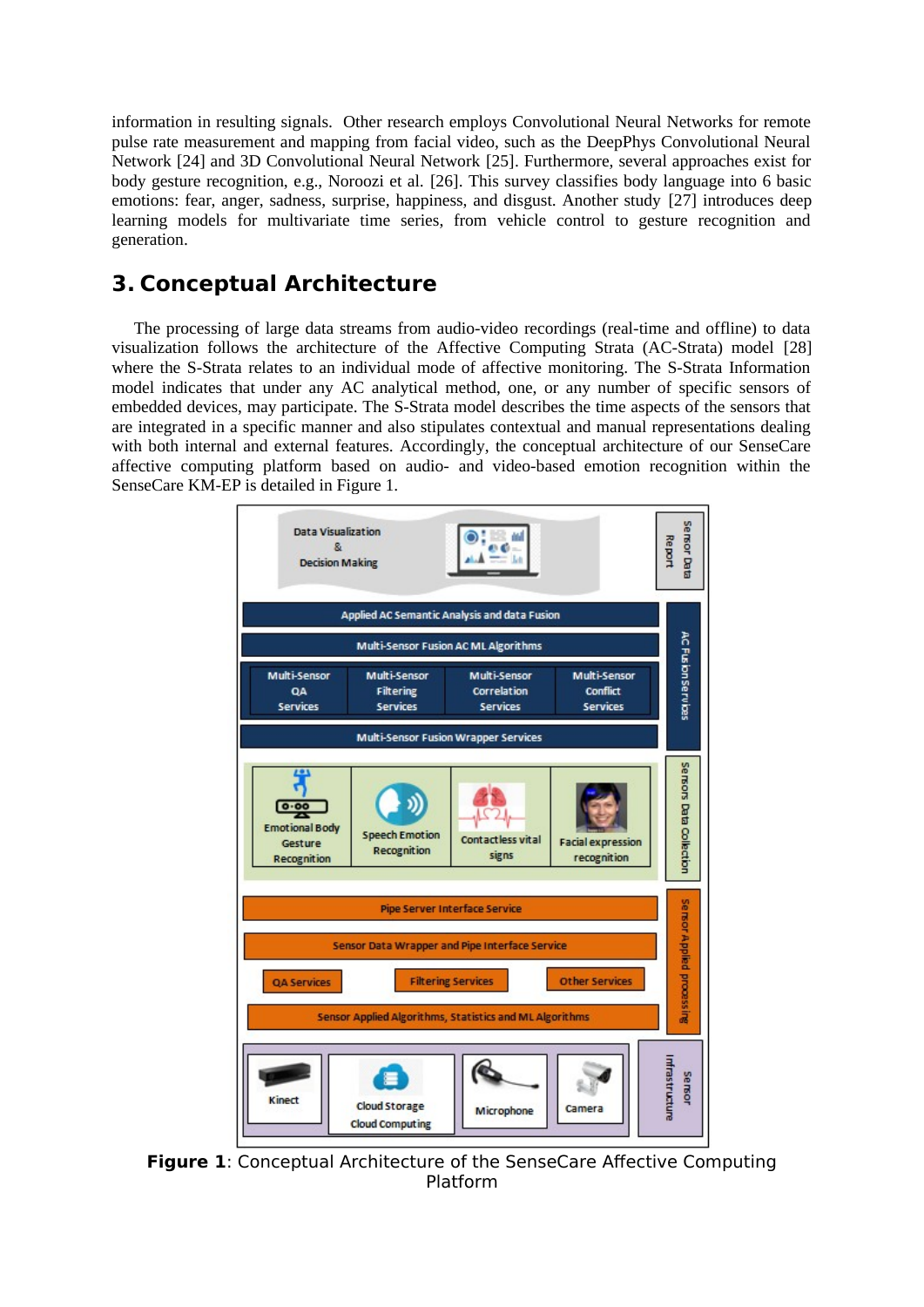information in resulting signals. Other research employs Convolutional Neural Networks for remote pulse rate measurement and mapping from facial video, such as the DeepPhys Convolutional Neural Network [24] and 3D Convolutional Neural Network [25]. Furthermore, several approaches exist for body gesture recognition, e.g., Noroozi et al. [26]. This survey classifies body language into 6 basic emotions: fear, anger, sadness, surprise, happiness, and disgust. Another study [27] introduces deep learning models for multivariate time series, from vehicle control to gesture recognition and generation.

## 3. Conceptual Architecture

The processing of large data streams from audio-video recordings (real-time and offline) to data visualization follows the architecture of the Affective Computing Strata (AC-Strata) model [28] where the S-Strata relates to an individual mode of affective monitoring. The S-Strata Information model indicates that under any AC analytical method, one, or any number of specific sensors of embedded devices, may participate. The S-Strata model describes the time aspects of the sensors that are integrated in a specific manner and also stipulates contextual and manual representations dealing with both internal and external features. Accordingly, the conceptual architecture of our SenseCare affective computing platform based on audio- and video-based emotion recognition within the SenseCare KM-EP is detailed in Figure 1.

**Figure 1**: Conceptual Architecture of the SenseCare Affective Computing Platform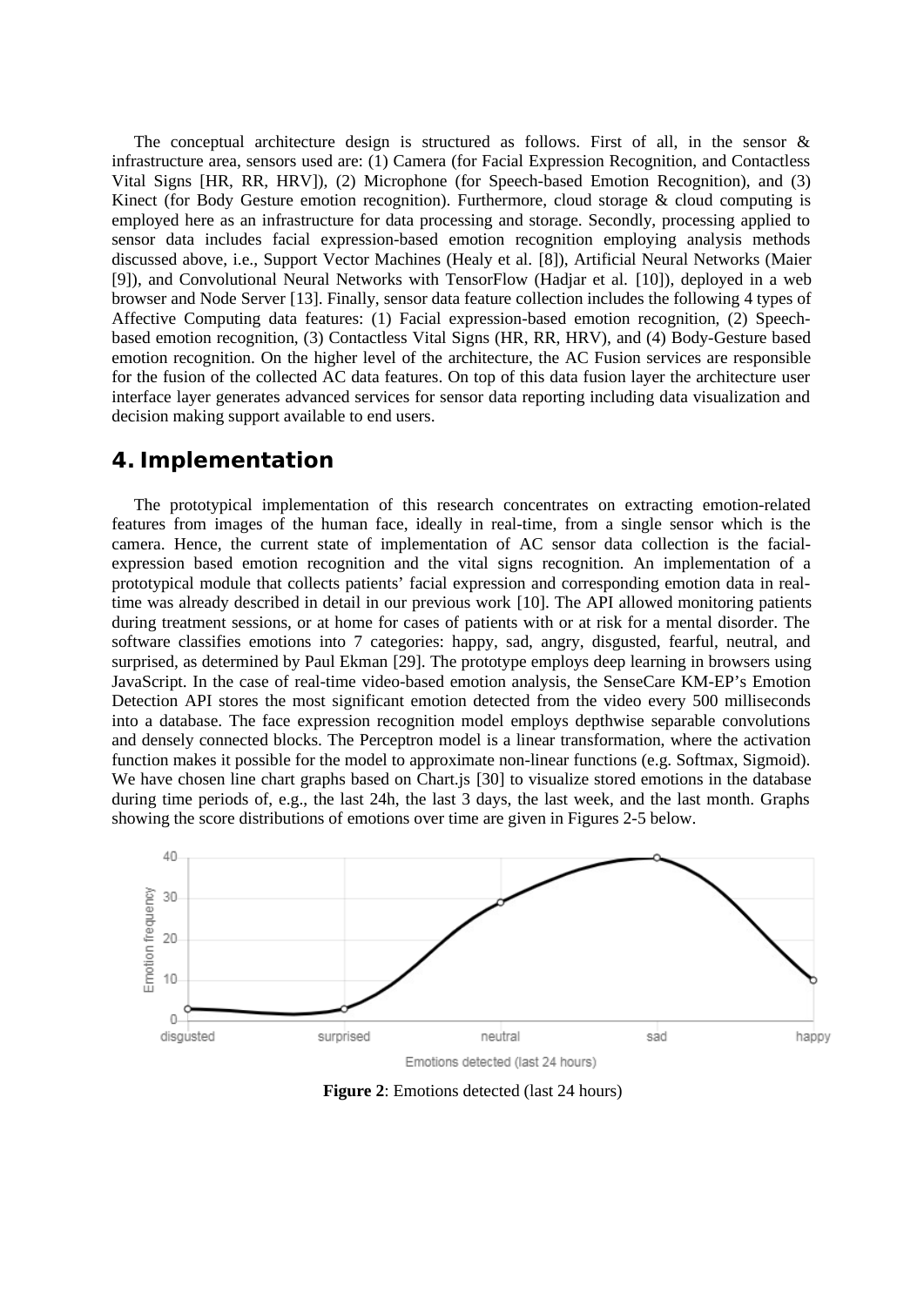The conceptual architecture design is structured as follows. First of all, in the sensor & infrastructure area, sensors used are: (1) Camera (for Facial Expression Recognition, and Contactless Vital Signs [HR, RR, HRV]), (2) Microphone (for Speech-based Emotion Recognition), and (3) Kinect (for Body Gesture emotion recognition). Furthermore, cloud storage & cloud computing is employed here as an infrastructure for data processing and storage. Secondly, processing applied to sensor data includes facial expression-based emotion recognition employing analysis methods discussed above, i.e., Support Vector Machines (Healy et al. [8]), Artificial Neural Networks (Maier [9]), and Convolutional Neural Networks with TensorFlow (Hadjar et al. [10]), deployed in a web browser and Node Server [13]. Finally, sensor data feature collection includes the following 4 types of Affective Computing data features: (1) Facial expression-based emotion recognition, (2) Speech-based emotion recognition, (3) Contactless Vital Signs (HR, RR, HRV), and (4) Body-Gesture based emotion recognition. On the higher level of the architecture, the AC Fusion services are responsible for the fusion of the collected AC data features. On top of this data fusion layer the architecture user interface layer generates advanced services for sensor data reporting including data visualization and decision making support available to end users.

## 4. Implementation

The prototypical implementation of this research concentrates on extracting emotion-related features from images of the human face, ideally in real-time, from a single sensor which is the camera. Hence, the current state of implementation of AC sensor data collection is the facial-expression based emotion recognition and the vital signs recognition. An implementation of a prototypical module that collects patients' facial expression and corresponding emotion data in real-time was already described in detail in our previous work [10]. The API allowed monitoring patients during treatment sessions, or at home for cases of patients with or at risk for a mental disorder. The software classifies emotions into 7 categories: happy, sad, angry, disgusted, fearful, neutral, and surprised, as determined by Paul Ekman [29]. The prototype employs deep learning in browsers using JavaScript. In the case of real-time video-based emotion analysis, the SenseCare KM-EP's Emotion Detection API stores the most significant emotion detected from the video every 500 milliseconds into a database. The face expression recognition model employs depthwise separable convolutions and densely connected blocks. The Perceptron model is a linear transformation, where the activation function makes it possible for the model to approximate non-linear functions (e.g. Softmax, Sigmoid). We have chosen line chart graphs based on Chart.js [30] to visualize stored emotions in the database during time periods of, e.g., the last 24h, the last 3 days, the last week, and the last month. Graphs showing the score distributions of emotions over time are given in Figures 2-5 below.

**Figure 2**: Emotions detected (last 24 hours)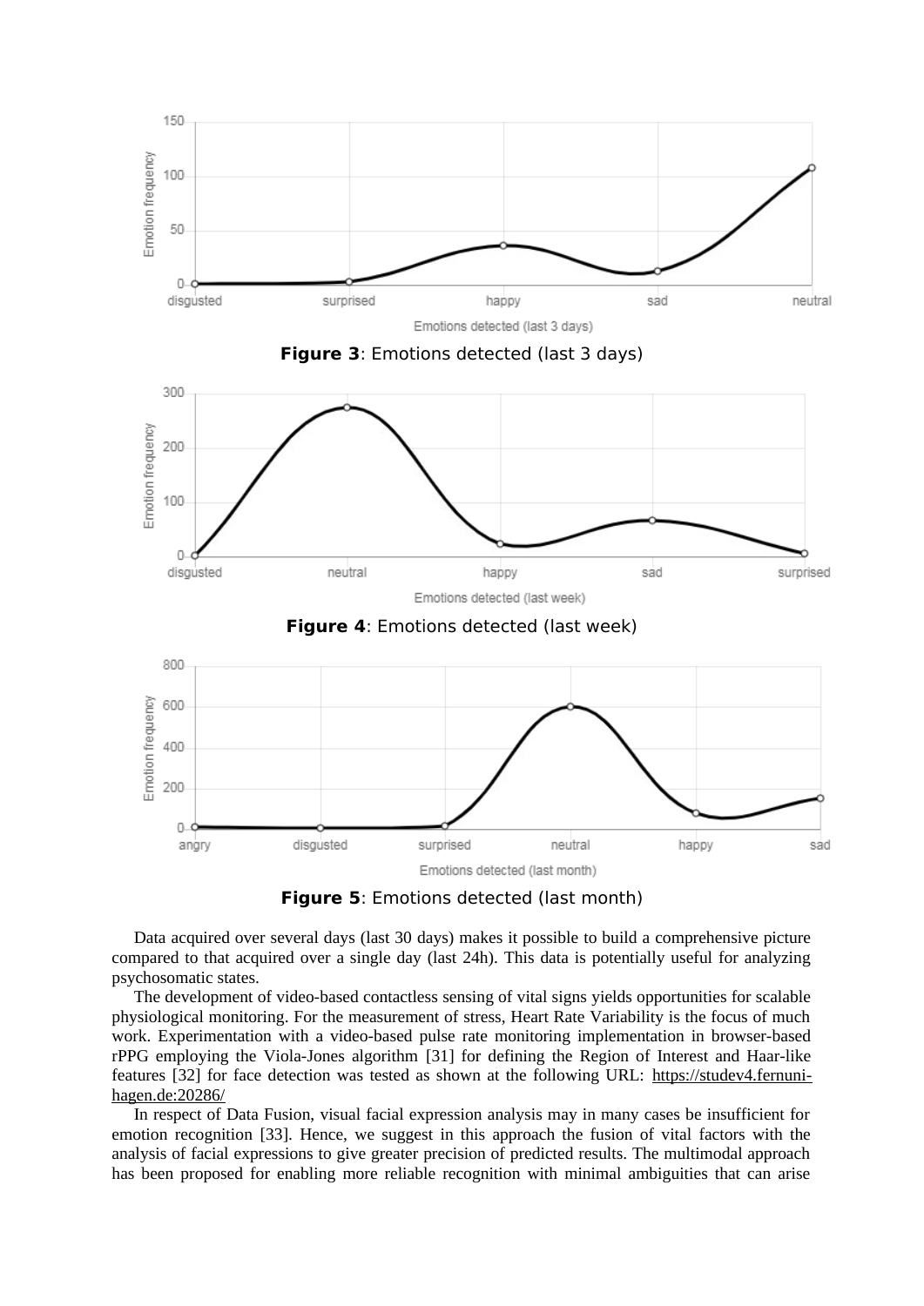**Figure 3**: Emotions detected (last 3 days)

**Figure 4**: Emotions detected (last week)

**Figure 5**: Emotions detected (last month)

Data acquired over several days (last 30 days) makes it possible to build a comprehensive picture compared to that acquired over a single day (last 24h). This data is potentially useful for analyzing psychosomatic states.

The development of video-based contactless sensing of vital signs yields opportunities for scalable physiological monitoring. For the measurement of stress, Heart Rate Variability is the focus of much work. Experimentation with a video-based pulse rate monitoring implementation in browser-based rPPG employing the Viola-Jones algorithm [31] for defining the Region of Interest and Haar-like features [32] for face detection was tested as shown at the following URL: https://studev4.fernuni-hagen.de:20286/

In respect of Data Fusion, visual facial expression analysis may in many cases be insufficient for emotion recognition [33]. Hence, we suggest in this approach the fusion of vital factors with the analysis of facial expressions to give greater precision of predicted results. The multimodal approach has been proposed for enabling more reliable recognition with minimal ambiguities that can arise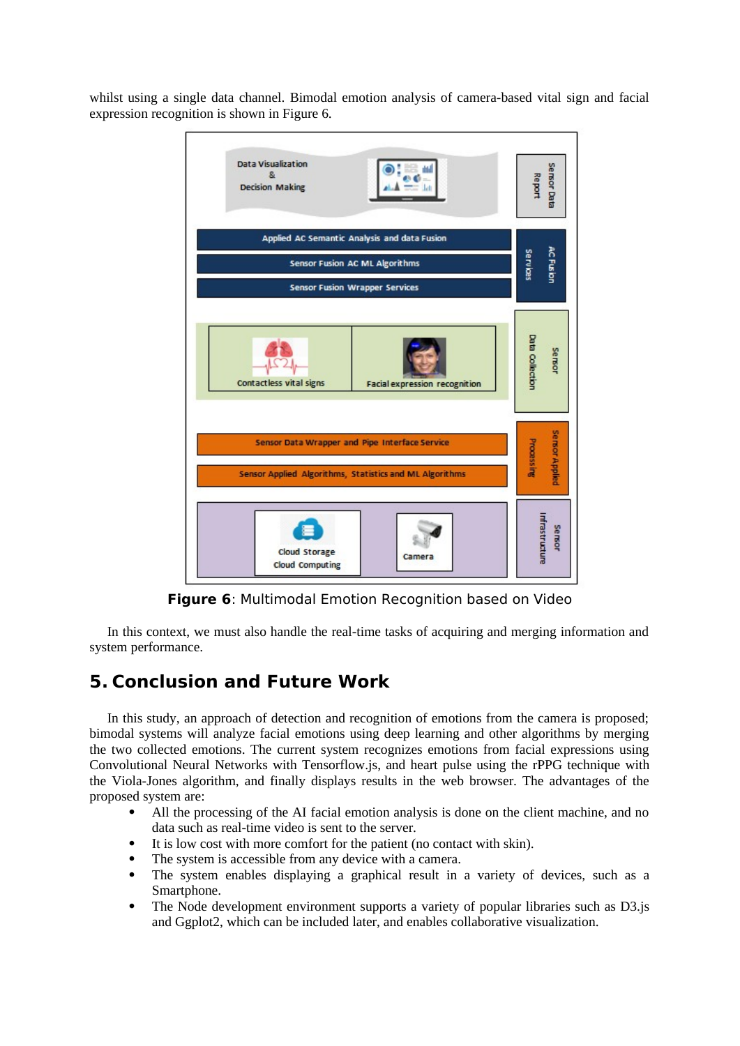whilst using a single data channel. Bimodal emotion analysis of camera-based vital sign and facial expression recognition is shown in Figure 6.

**Figure 6**: Multimodal Emotion Recognition based on Video

In this context, we must also handle the real-time tasks of acquiring and merging information and system performance.

## 5. Conclusion and Future Work

In this study, an approach of detection and recognition of emotions from the camera is proposed; bimodal systems will analyze facial emotions using deep learning and other algorithms by merging the two collected emotions. The current system recognizes emotions from facial expressions using Convolutional Neural Networks with Tensorflow.js, and heart pulse using the rPPG technique with the Viola-Jones algorithm, and finally displays results in the web browser. The advantages of the proposed system are:

- All the processing of the AI facial emotion analysis is done on the client machine, and no data such as real-time video is sent to the server.
- It is low cost with more comfort for the patient (no contact with skin).
- The system is accessible from any device with a camera.
- The system enables displaying a graphical result in a variety of devices, such as a Smartphone.
- The Node development environment supports a variety of popular libraries such as D3.js and Ggplot2, which can be included later, and enables collaborative visualization.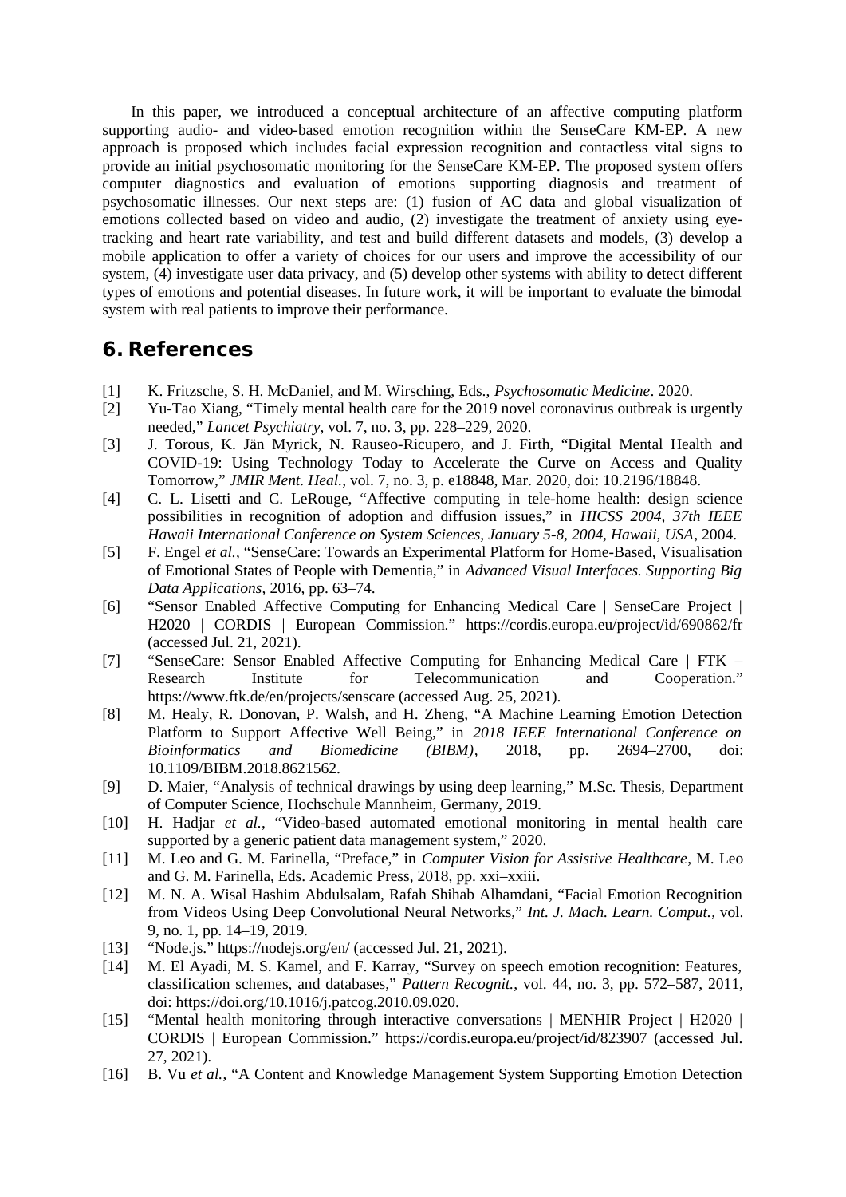In this paper, we introduced a conceptual architecture of an affective computing platform supporting audio- and video-based emotion recognition within the SenseCare KM-EP. A new approach is proposed which includes facial expression recognition and contactless vital signs to provide an initial psychosomatic monitoring for the SenseCare KM-EP. The proposed system offers computer diagnostics and evaluation of emotions supporting diagnosis and treatment of psychosomatic illnesses. Our next steps are: (1) fusion of AC data and global visualization of emotions collected based on video and audio, (2) investigate the treatment of anxiety using eye-tracking and heart rate variability, and test and build different datasets and models, (3) develop a mobile application to offer a variety of choices for our users and improve the accessibility of our system, (4) investigate user data privacy, and (5) develop other systems with ability to detect different types of emotions and potential diseases. In future work, it will be important to evaluate the bimodal system with real patients to improve their performance.

## 6. References

[1] K. Fritzsche, S. H. McDaniel, and M. Wirsching, Eds., *Psychosomatic Medicine*. 2020.

[2] Yu-Tao Xiang, "Timely mental health care for the 2019 novel coronavirus outbreak is urgently needed," *Lancet Psychiatry*, vol. 7, no. 3, pp. 228–229, 2020.

[3] J. Torous, K. Jän Myrick, N. Rauseo-Ricupero, and J. Firth, "Digital Mental Health and COVID-19: Using Technology Today to Accelerate the Curve on Access and Quality Tomorrow," *JMIR Ment. Heal.*, vol. 7, no. 3, p. e18848, Mar. 2020, doi: 10.2196/18848.

[4] C. L. Lisetti and C. LeRouge, "Affective computing in tele-home health: design science possibilities in recognition of adoption and diffusion issues," in *HICSS 2004, 37th IEEE Hawaii International Conference on System Sciences, January 5-8, 2004, Hawaii, USA*, 2004.

[5] F. Engel *et al.*, "SenseCare: Towards an Experimental Platform for Home-Based, Visualisation of Emotional States of People with Dementia," in *Advanced Visual Interfaces. Supporting Big Data Applications*, 2016, pp. 63–74.

[6] "Sensor Enabled Affective Computing for Enhancing Medical Care | SenseCare Project | H2020 | CORDIS | European Commission." https://cordis.europa.eu/project/id/690862/fr (accessed Jul. 21, 2021).

[7] "SenseCare: Sensor Enabled Affective Computing for Enhancing Medical Care | FTK – Research Institute for Telecommunication and Cooperation." https://www.ftk.de/en/projects/senscare (accessed Aug. 25, 2021).

[8] M. Healy, R. Donovan, P. Walsh, and H. Zheng, "A Machine Learning Emotion Detection Platform to Support Affective Well Being," in *2018 IEEE International Conference on Bioinformatics and Biomedicine (BIBM)*, 2018, pp. 2694–2700, doi: 10.1109/BIBM.2018.8621562.

[9] D. Maier, "Analysis of technical drawings by using deep learning," M.Sc. Thesis, Department of Computer Science, Hochschule Mannheim, Germany, 2019.

[10] H. Hadjar *et al.*, "Video-based automated emotional monitoring in mental health care supported by a generic patient data management system," 2020.

[11] M. Leo and G. M. Farinella, "Preface," in *Computer Vision for Assistive Healthcare*, M. Leo and G. M. Farinella, Eds. Academic Press, 2018, pp. xxi–xxiii.

[12] M. N. A. Wisal Hashim Abdulsalam, Rafah Shihab Alhamdani, "Facial Emotion Recognition from Videos Using Deep Convolutional Neural Networks," *Int. J. Mach. Learn. Comput.*, vol. 9, no. 1, pp. 14–19, 2019.

[13] "Node.js." https://nodejs.org/en/ (accessed Jul. 21, 2021).

[14] M. El Ayadi, M. S. Kamel, and F. Karray, "Survey on speech emotion recognition: Features, classification schemes, and databases," *Pattern Recognit.*, vol. 44, no. 3, pp. 572–587, 2011, doi: https://doi.org/10.1016/j.patcog.2010.09.020.

[15] "Mental health monitoring through interactive conversations | MENHIR Project | H2020 | CORDIS | European Commission." https://cordis.europa.eu/project/id/823907 (accessed Jul. 27, 2021).

[16] B. Vu *et al.*, "A Content and Knowledge Management System Supporting Emotion Detection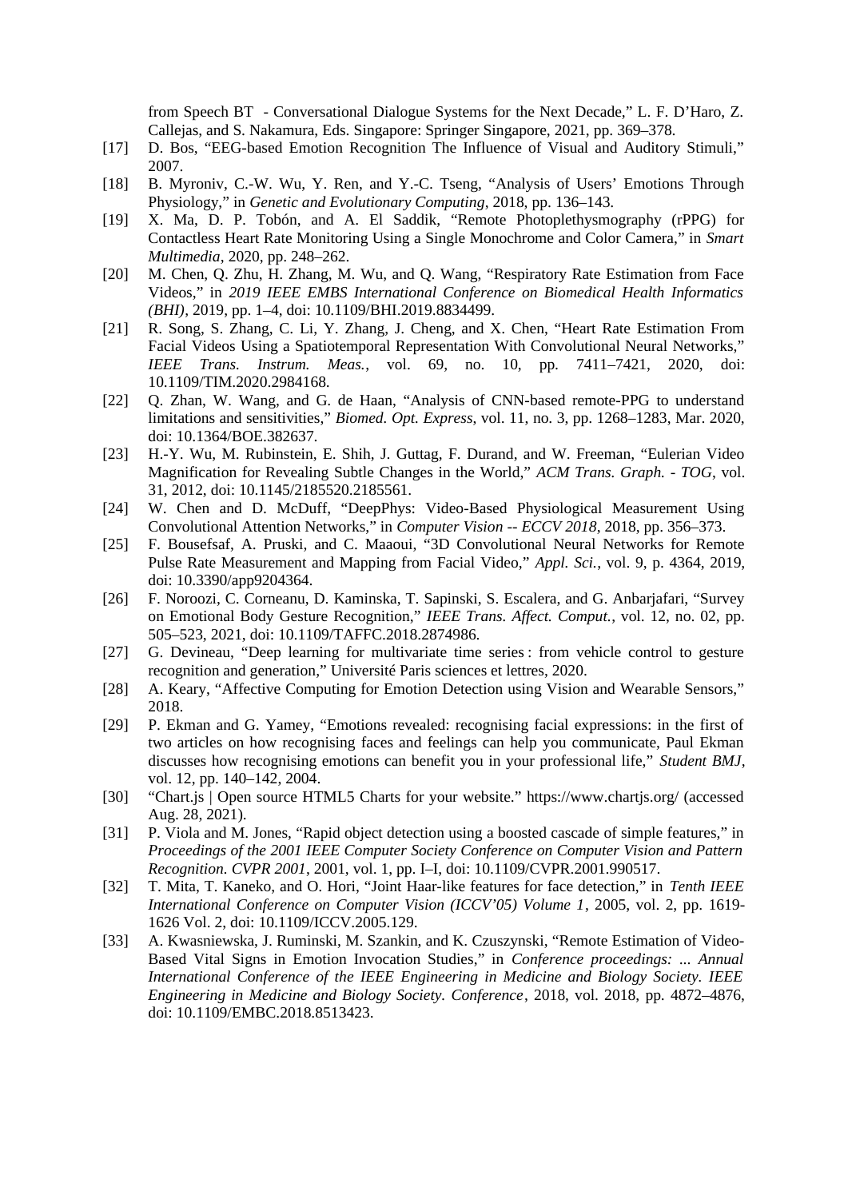from Speech BT - Conversational Dialogue Systems for the Next Decade," L. F. D'Haro, Z. Callejas, and S. Nakamura, Eds. Singapore: Springer Singapore, 2021, pp. 369–378.

[17] D. Bos, "EEG-based Emotion Recognition The Influence of Visual and Auditory Stimuli," 2007.

[18] B. Myroniv, C.-W. Wu, Y. Ren, and Y.-C. Tseng, "Analysis of Users' Emotions Through Physiology," in *Genetic and Evolutionary Computing*, 2018, pp. 136–143.

[19] X. Ma, D. P. Tobón, and A. El Saddik, "Remote Photoplethysmography (rPPG) for Contactless Heart Rate Monitoring Using a Single Monochrome and Color Camera," in *Smart Multimedia*, 2020, pp. 248–262.

[20] M. Chen, Q. Zhu, H. Zhang, M. Wu, and Q. Wang, "Respiratory Rate Estimation from Face Videos," in *2019 IEEE EMBS International Conference on Biomedical Health Informatics (BHI)*, 2019, pp. 1–4, doi: 10.1109/BHI.2019.8834499.

[21] R. Song, S. Zhang, C. Li, Y. Zhang, J. Cheng, and X. Chen, "Heart Rate Estimation From Facial Videos Using a Spatiotemporal Representation With Convolutional Neural Networks," *IEEE Trans. Instrum. Meas.*, vol. 69, no. 10, pp. 7411–7421, 2020, doi: 10.1109/TIM.2020.2984168.

[22] Q. Zhan, W. Wang, and G. de Haan, "Analysis of CNN-based remote-PPG to understand limitations and sensitivities," *Biomed. Opt. Express*, vol. 11, no. 3, pp. 1268–1283, Mar. 2020, doi: 10.1364/BOE.382637.

[23] H.-Y. Wu, M. Rubinstein, E. Shih, J. Guttag, F. Durand, and W. Freeman, "Eulerian Video Magnification for Revealing Subtle Changes in the World," *ACM Trans. Graph. - TOG*, vol. 31, 2012, doi: 10.1145/2185520.2185561.

[24] W. Chen and D. McDuff, "DeepPhys: Video-Based Physiological Measurement Using Convolutional Attention Networks," in *Computer Vision -- ECCV 2018*, 2018, pp. 356–373.

[25] F. Bousefsaf, A. Pruski, and C. Maaoui, "3D Convolutional Neural Networks for Remote Pulse Rate Measurement and Mapping from Facial Video," *Appl. Sci.*, vol. 9, p. 4364, 2019, doi: 10.3390/app9204364.

[26] F. Noroozi, C. Corneanu, D. Kaminska, T. Sapinski, S. Escalera, and G. Anbarjafari, "Survey on Emotional Body Gesture Recognition," *IEEE Trans. Affect. Comput.*, vol. 12, no. 02, pp. 505–523, 2021, doi: 10.1109/TAFFC.2018.2874986.

[27] G. Devineau, "Deep learning for multivariate time series : from vehicle control to gesture recognition and generation," Université Paris sciences et lettres, 2020.

[28] A. Keary, "Affective Computing for Emotion Detection using Vision and Wearable Sensors," 2018.

[29] P. Ekman and G. Yamey, "Emotions revealed: recognising facial expressions: in the first of two articles on how recognising faces and feelings can help you communicate, Paul Ekman discusses how recognising emotions can benefit you in your professional life," *Student BMJ*, vol. 12, pp. 140–142, 2004.

[30] "Chart.js | Open source HTML5 Charts for your website." https://www.chartjs.org/ (accessed Aug. 28, 2021).

[31] P. Viola and M. Jones, "Rapid object detection using a boosted cascade of simple features," in *Proceedings of the 2001 IEEE Computer Society Conference on Computer Vision and Pattern Recognition. CVPR 2001*, 2001, vol. 1, pp. I–I, doi: 10.1109/CVPR.2001.990517.

[32] T. Mita, T. Kaneko, and O. Hori, "Joint Haar-like features for face detection," in *Tenth IEEE International Conference on Computer Vision (ICCV'05) Volume 1*, 2005, vol. 2, pp. 1619-1626 Vol. 2, doi: 10.1109/ICCV.2005.129.

[33] A. Kwasniewska, J. Ruminski, M. Szankin, and K. Czuszynski, "Remote Estimation of Video-Based Vital Signs in Emotion Invocation Studies," in *Conference proceedings: ... Annual International Conference of the IEEE Engineering in Medicine and Biology Society. IEEE Engineering in Medicine and Biology Society. Conference*, 2018, vol. 2018, pp. 4872–4876, doi: 10.1109/EMBC.2018.8513423.